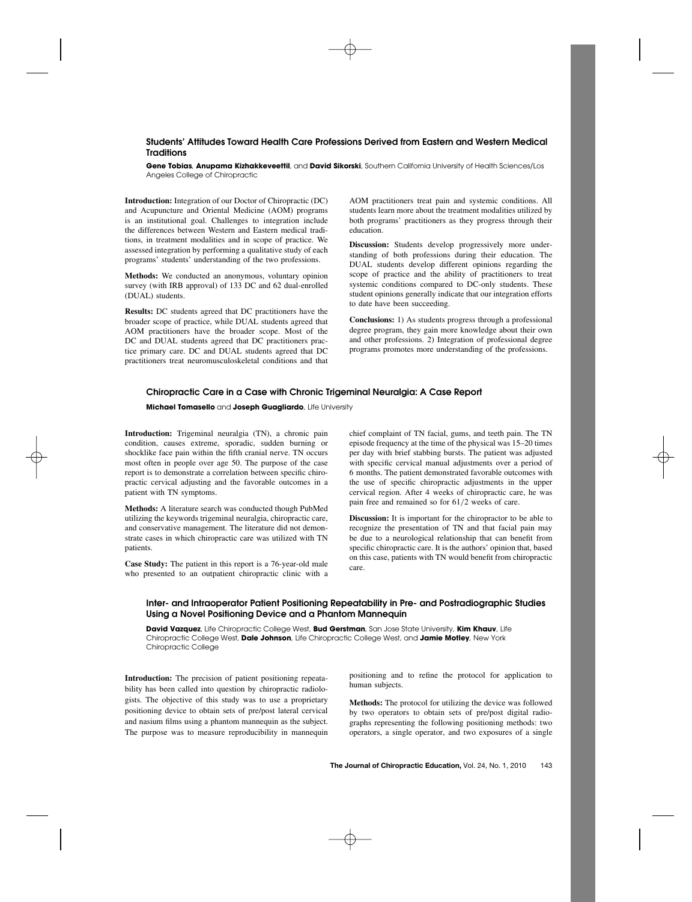## Students' Attitudes Toward Health Care Professions Derived from Eastern and Western Medical Traditions

**Gene Tobias**, **Anupama Kizhakkeveettil**, and **David Sikorski**, Southern California University of Health Sciences/Los Angeles College of Chiropractic

**Introduction:** Integration of our Doctor of Chiropractic (DC) and Acupuncture and Oriental Medicine (AOM) programs is an institutional goal. Challenges to integration include the differences between Western and Eastern medical traditions, in treatment modalities and in scope of practice. We assessed integration by performing a qualitative study of each programs' students' understanding of the two professions.

**Methods:** We conducted an anonymous, voluntary opinion survey (with IRB approval) of 133 DC and 62 dual-enrolled (DUAL) students.

**Results:** DC students agreed that DC practitioners have the broader scope of practice, while DUAL students agreed that AOM practitioners have the broader scope. Most of the DC and DUAL students agreed that DC practitioners practice primary care. DC and DUAL students agreed that DC practitioners treat neuromusculoskeletal conditions and that AOM practitioners treat pain and systemic conditions. All students learn more about the treatment modalities utilized by both programs' practitioners as they progress through their education.

**Discussion:** Students develop progressively more understanding of both professions during their education. The DUAL students develop different opinions regarding the scope of practice and the ability of practitioners to treat systemic conditions compared to DC-only students. These student opinions generally indicate that our integration efforts to date have been succeeding.

**Conclusions:** 1) As students progress through a professional degree program, they gain more knowledge about their own and other professions. 2) Integration of professional degree programs promotes more understanding of the professions.

## Chiropractic Care in a Case with Chronic Trigeminal Neuralgia: A Case Report

**Michael Tomasello** and **Joseph Guagliardo**, Life University

**Introduction:** Trigeminal neuralgia (TN), a chronic pain condition, causes extreme, sporadic, sudden burning or shocklike face pain within the fifth cranial nerve. TN occurs most often in people over age 50. The purpose of the case report is to demonstrate a correlation between specific chiropractic cervical adjusting and the favorable outcomes in a patient with TN symptoms.

**Methods:** A literature search was conducted though PubMed utilizing the keywords trigeminal neuralgia, chiropractic care, and conservative management. The literature did not demonstrate cases in which chiropractic care was utilized with TN patients.

**Case Study:** The patient in this report is a 76-year-old male who presented to an outpatient chiropractic clinic with a chief complaint of TN facial, gums, and teeth pain. The TN episode frequency at the time of the physical was 15–20 times per day with brief stabbing bursts. The patient was adjusted with specific cervical manual adjustments over a period of 6 months. The patient demonstrated favorable outcomes with the use of specific chiropractic adjustments in the upper cervical region. After 4 weeks of chiropractic care, he was pain free and remained so for 61/2 weeks of care.

**Discussion:** It is important for the chiropractor to be able to recognize the presentation of TN and that facial pain may be due to a neurological relationship that can benefit from specific chiropractic care. It is the authors' opinion that, based on this case, patients with TN would benefit from chiropractic care.

## Inter- and Intraoperator Patient Positioning Repeatability in Pre- and Postradiographic Studies Using a Novel Positioning Device and a Phantom Mannequin

**David Vazquez**, Life Chiropractic College West, **Bud Gerstman**, San Jose State University, **Kim Khauv**, Life Chiropractic College West, **Dale Johnson**, Life Chiropractic College West, and **Jamie Motley**, New York Chiropractic College

**Introduction:** The precision of patient positioning repeatability has been called into question by chiropractic radiologists. The objective of this study was to use a proprietary positioning device to obtain sets of pre/post lateral cervical and nasium films using a phantom mannequin as the subject. The purpose was to measure reproducibility in mannequin positioning and to refine the protocol for application to human subjects.

**Methods:** The protocol for utilizing the device was followed by two operators to obtain sets of pre/post digital radiographs representing the following positioning methods: two operators, a single operator, and two exposures of a single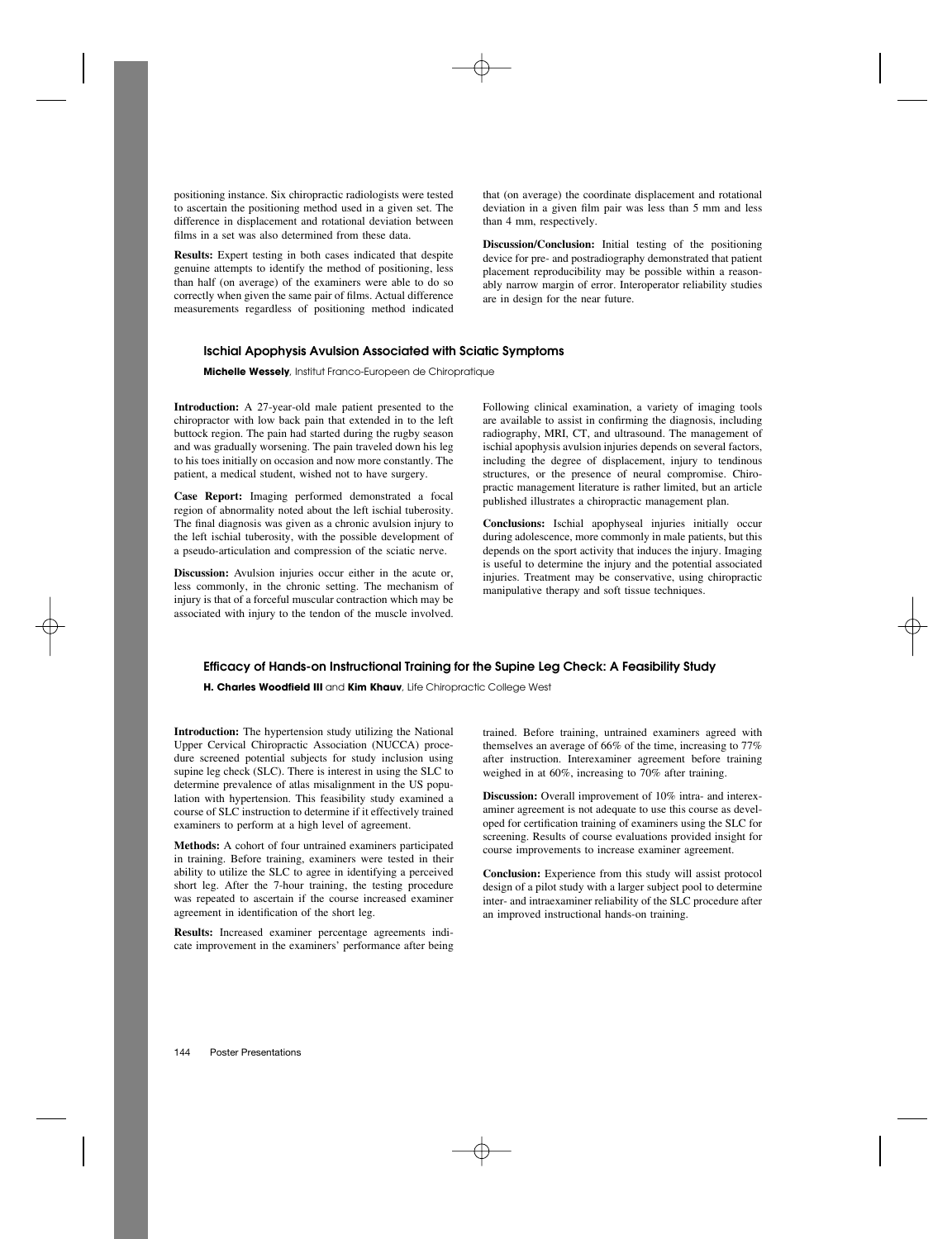positioning instance. Six chiropractic radiologists were tested to ascertain the positioning method used in a given set. The difference in displacement and rotational deviation between films in a set was also determined from these data.

**Results:** Expert testing in both cases indicated that despite genuine attempts to identify the method of positioning, less than half (on average) of the examiners were able to do so correctly when given the same pair of films. Actual difference measurements regardless of positioning method indicated that (on average) the coordinate displacement and rotational deviation in a given film pair was less than 5 mm and less than 4 mm, respectively.

**Discussion/Conclusion:** Initial testing of the positioning device for pre- and postradiography demonstrated that patient placement reproducibility may be possible within a reasonably narrow margin of error. Interoperator reliability studies are in design for the near future.

### Ischial Apophysis Avulsion Associated with Sciatic Symptoms

**Michelle Wessely**, Institut Franco-Europeen de Chiropratique

**Introduction:** A 27-year-old male patient presented to the chiropractor with low back pain that extended in to the left buttock region. The pain had started during the rugby season and was gradually worsening. The pain traveled down his leg to his toes initially on occasion and now more constantly. The patient, a medical student, wished not to have surgery.

**Case Report:** Imaging performed demonstrated a focal region of abnormality noted about the left ischial tuberosity. The final diagnosis was given as a chronic avulsion injury to the left ischial tuberosity, with the possible development of a pseudo-articulation and compression of the sciatic nerve.

**Discussion:** Avulsion injuries occur either in the acute or, less commonly, in the chronic setting. The mechanism of injury is that of a forceful muscular contraction which may be associated with injury to the tendon of the muscle involved. Following clinical examination, a variety of imaging tools are available to assist in confirming the diagnosis, including radiography, MRI, CT, and ultrasound. The management of ischial apophysis avulsion injuries depends on several factors, including the degree of displacement, injury to tendinous structures, or the presence of neural compromise. Chiropractic management literature is rather limited, but an article published illustrates a chiropractic management plan.

**Conclusions:** Ischial apophyseal injuries initially occur during adolescence, more commonly in male patients, but this depends on the sport activity that induces the injury. Imaging is useful to determine the injury and the potential associated injuries. Treatment may be conservative, using chiropractic manipulative therapy and soft tissue techniques.

### Efficacy of Hands-on Instructional Training for the Supine Leg Check: A Feasibility Study

**H. Charles Woodfield III** and **Kim Khauv**, Life Chiropractic College West

**Introduction:** The hypertension study utilizing the National Upper Cervical Chiropractic Association (NUCCA) procedure screened potential subjects for study inclusion using supine leg check (SLC). There is interest in using the SLC to determine prevalence of atlas misalignment in the US population with hypertension. This feasibility study examined a course of SLC instruction to determine if it effectively trained examiners to perform at a high level of agreement.

**Methods:** A cohort of four untrained examiners participated in training. Before training, examiners were tested in their ability to utilize the SLC to agree in identifying a perceived short leg. After the 7-hour training, the testing procedure was repeated to ascertain if the course increased examiner agreement in identification of the short leg.

**Results:** Increased examiner percentage agreements indicate improvement in the examiners' performance after being trained. Before training, untrained examiners agreed with themselves an average of 66% of the time, increasing to 77% after instruction. Interexaminer agreement before training weighed in at 60%, increasing to 70% after training.

**Discussion:** Overall improvement of 10% intra- and interexaminer agreement is not adequate to use this course as developed for certification training of examiners using the SLC for screening. Results of course evaluations provided insight for course improvements to increase examiner agreement.

**Conclusion:** Experience from this study will assist protocol design of a pilot study with a larger subject pool to determine inter- and intraexaminer reliability of the SLC procedure after an improved instructional hands-on training.